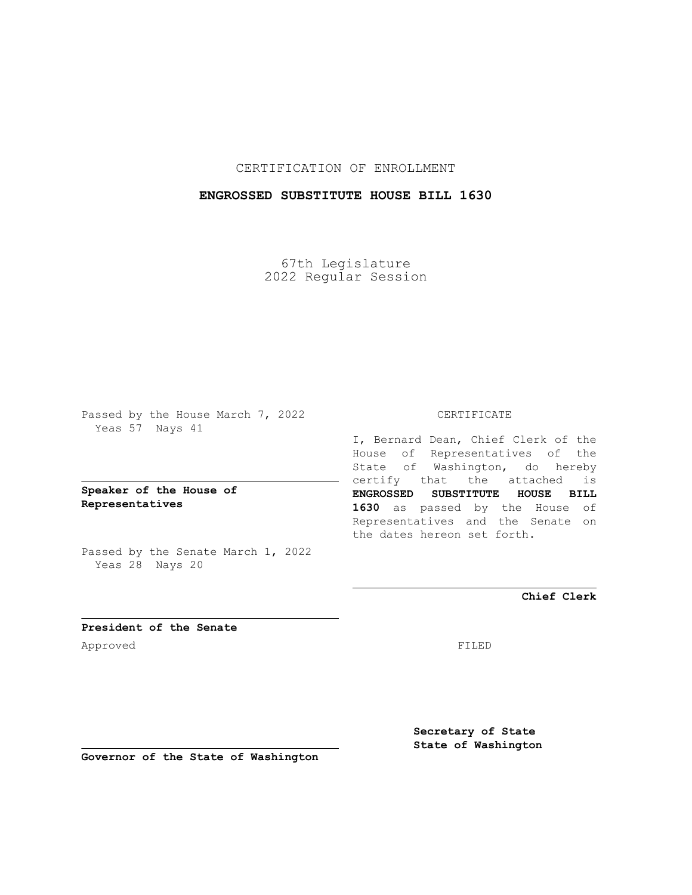CERTIFICATION OF ENROLLMENT

# ENGROSSED SUBSTITUTE HOUSE BILL 1630

67th Legislature
2022 Regular Session

Passed by the House March 7, 2022
Yeas 57 Nays 41

**Speaker of the House of Representatives**

Passed by the Senate March 1, 2022
Yeas 28 Nays 20

**President of the Senate**

Approved

**Governor of the State of Washington**

CERTIFICATE

I, Bernard Dean, Chief Clerk of the House of Representatives of the State of Washington, do hereby certify that the attached is **ENGROSSED SUBSTITUTE HOUSE BILL 1630** as passed by the House of Representatives and the Senate on the dates hereon set forth.

**Chief Clerk**

FILED

**Secretary of State**
**State of Washington**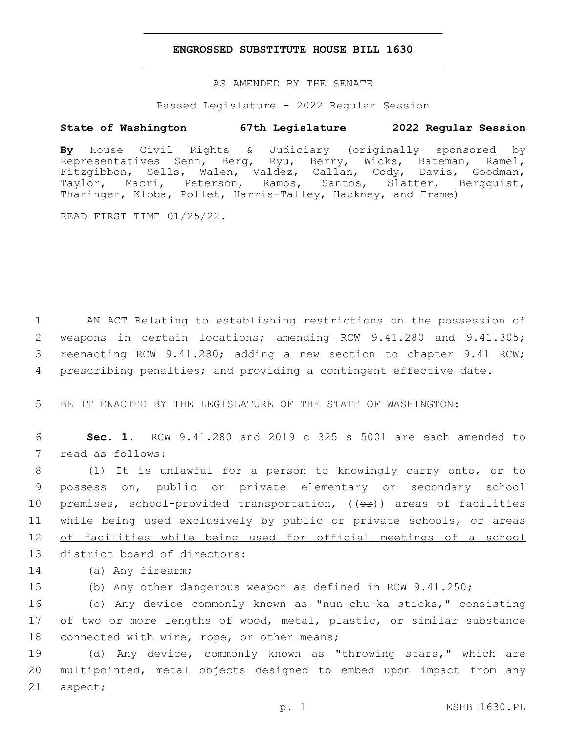**ENGROSSED SUBSTITUTE HOUSE BILL 1630**

AS AMENDED BY THE SENATE

Passed Legislature - 2022 Regular Session

**State of Washington 67th Legislature 2022 Regular Session**

**By** House Civil Rights & Judiciary (originally sponsored by Representatives Senn, Berg, Ryu, Berry, Wicks, Bateman, Ramel, Fitzgibbon, Sells, Walen, Valdez, Callan, Cody, Davis, Goodman, Taylor, Macri, Peterson, Ramos, Santos, Slatter, Bergquist, Tharinger, Kloba, Pollet, Harris-Talley, Hackney, and Frame)

READ FIRST TIME 01/25/22.

1 AN ACT Relating to establishing restrictions on the possession of 2 weapons in certain locations; amending RCW 9.41.280 and 9.41.305; 3 reenacting RCW 9.41.280; adding a new section to chapter 9.41 RCW; 4 prescribing penalties; and providing a contingent effective date.

5 BE IT ENACTED BY THE LEGISLATURE OF THE STATE OF WASHINGTON:

6 **Sec. 1.** RCW 9.41.280 and 2019 c 325 s 5001 are each amended to 7 read as follows:

8 (1) It is unlawful for a person to <u>knowingly</u> carry onto, or to 9 possess on, public or private elementary or secondary school 10 premises, school-provided transportation, ((~~or~~)) areas of facilities 11 while being used exclusively by public or private schools<u>, or areas</u> 12 <u>of facilities while being used for official meetings of a school</u> 13 <u>district board of directors</u>:

14 (a) Any firearm;

15 (b) Any other dangerous weapon as defined in RCW 9.41.250;

16 (c) Any device commonly known as "nun-chu-ka sticks," consisting 17 of two or more lengths of wood, metal, plastic, or similar substance 18 connected with wire, rope, or other means;

19 (d) Any device, commonly known as "throwing stars," which are 20 multipointed, metal objects designed to embed upon impact from any 21 aspect;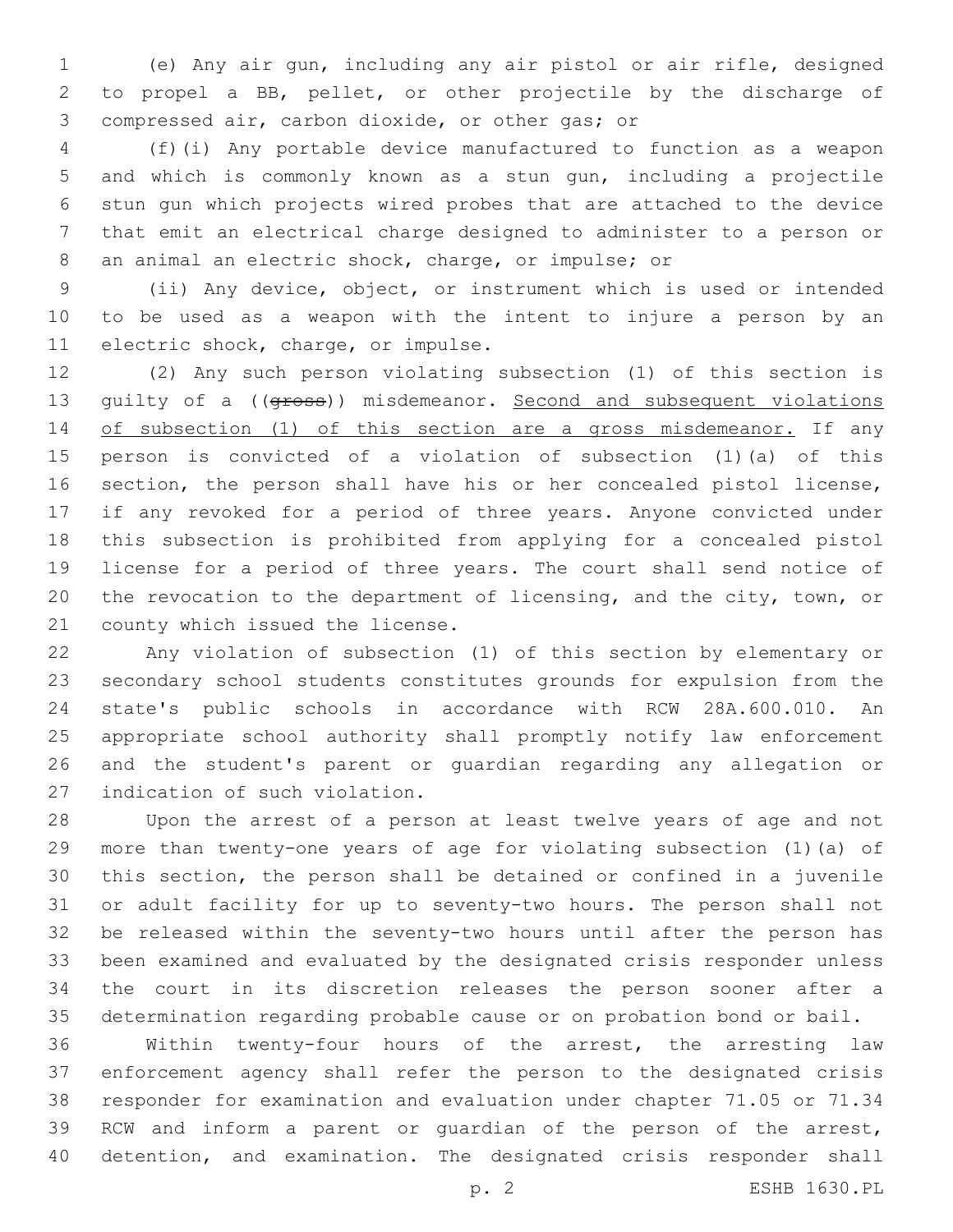(e) Any air gun, including any air pistol or air rifle, designed to propel a BB, pellet, or other projectile by the discharge of compressed air, carbon dioxide, or other gas; or

(f)(i) Any portable device manufactured to function as a weapon and which is commonly known as a stun gun, including a projectile stun gun which projects wired probes that are attached to the device that emit an electrical charge designed to administer to a person or an animal an electric shock, charge, or impulse; or

(ii) Any device, object, or instrument which is used or intended to be used as a weapon with the intent to injure a person by an electric shock, charge, or impulse.

(2) Any such person violating subsection (1) of this section is guilty of a ((~~gross~~)) misdemeanor. <u>Second and subsequent violations of subsection (1) of this section are a gross misdemeanor.</u> If any person is convicted of a violation of subsection (1)(a) of this section, the person shall have his or her concealed pistol license, if any revoked for a period of three years. Anyone convicted under this subsection is prohibited from applying for a concealed pistol license for a period of three years. The court shall send notice of the revocation to the department of licensing, and the city, town, or county which issued the license.

Any violation of subsection (1) of this section by elementary or secondary school students constitutes grounds for expulsion from the state's public schools in accordance with RCW 28A.600.010. An appropriate school authority shall promptly notify law enforcement and the student's parent or guardian regarding any allegation or indication of such violation.

Upon the arrest of a person at least twelve years of age and not more than twenty-one years of age for violating subsection (1)(a) of this section, the person shall be detained or confined in a juvenile or adult facility for up to seventy-two hours. The person shall not be released within the seventy-two hours until after the person has been examined and evaluated by the designated crisis responder unless the court in its discretion releases the person sooner after a determination regarding probable cause or on probation bond or bail.

Within twenty-four hours of the arrest, the arresting law enforcement agency shall refer the person to the designated crisis responder for examination and evaluation under chapter 71.05 or 71.34 RCW and inform a parent or guardian of the person of the arrest, detention, and examination. The designated crisis responder shall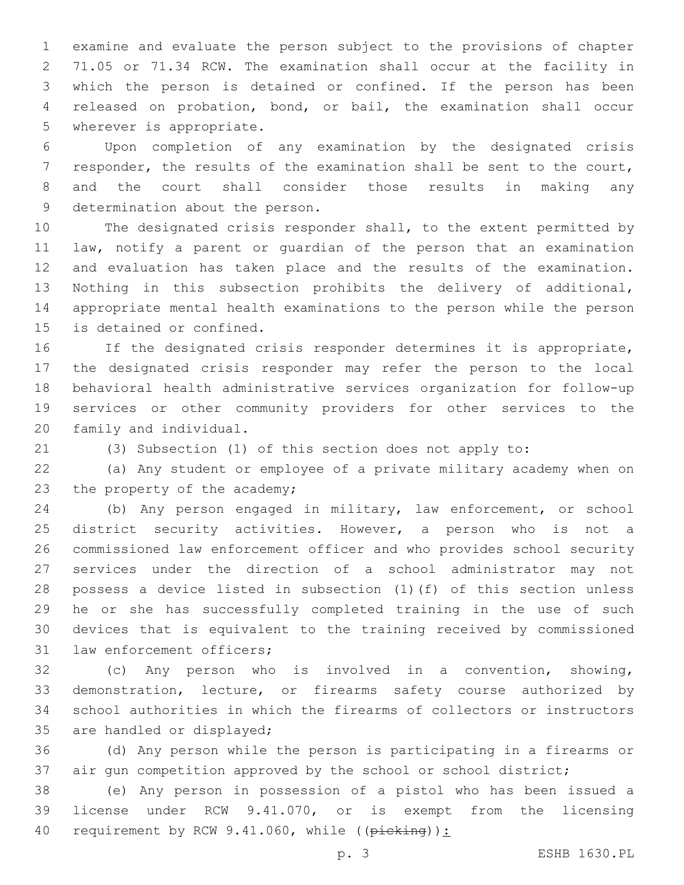examine and evaluate the person subject to the provisions of chapter 71.05 or 71.34 RCW. The examination shall occur at the facility in which the person is detained or confined. If the person has been released on probation, bond, or bail, the examination shall occur wherever is appropriate.

Upon completion of any examination by the designated crisis responder, the results of the examination shall be sent to the court, and the court shall consider those results in making any determination about the person.

The designated crisis responder shall, to the extent permitted by law, notify a parent or guardian of the person that an examination and evaluation has taken place and the results of the examination. Nothing in this subsection prohibits the delivery of additional, appropriate mental health examinations to the person while the person is detained or confined.

If the designated crisis responder determines it is appropriate, the designated crisis responder may refer the person to the local behavioral health administrative services organization for follow-up services or other community providers for other services to the family and individual.

(3) Subsection (1) of this section does not apply to:

(a) Any student or employee of a private military academy when on the property of the academy;

(b) Any person engaged in military, law enforcement, or school district security activities. However, a person who is not a commissioned law enforcement officer and who provides school security services under the direction of a school administrator may not possess a device listed in subsection (1)(f) of this section unless he or she has successfully completed training in the use of such devices that is equivalent to the training received by commissioned law enforcement officers;

(c) Any person who is involved in a convention, showing, demonstration, lecture, or firearms safety course authorized by school authorities in which the firearms of collectors or instructors are handled or displayed;

(d) Any person while the person is participating in a firearms or air gun competition approved by the school or school district;

(e) Any person in possession of a pistol who has been issued a license under RCW 9.41.070, or is exempt from the licensing requirement by RCW 9.41.060, while ((~~picking~~)):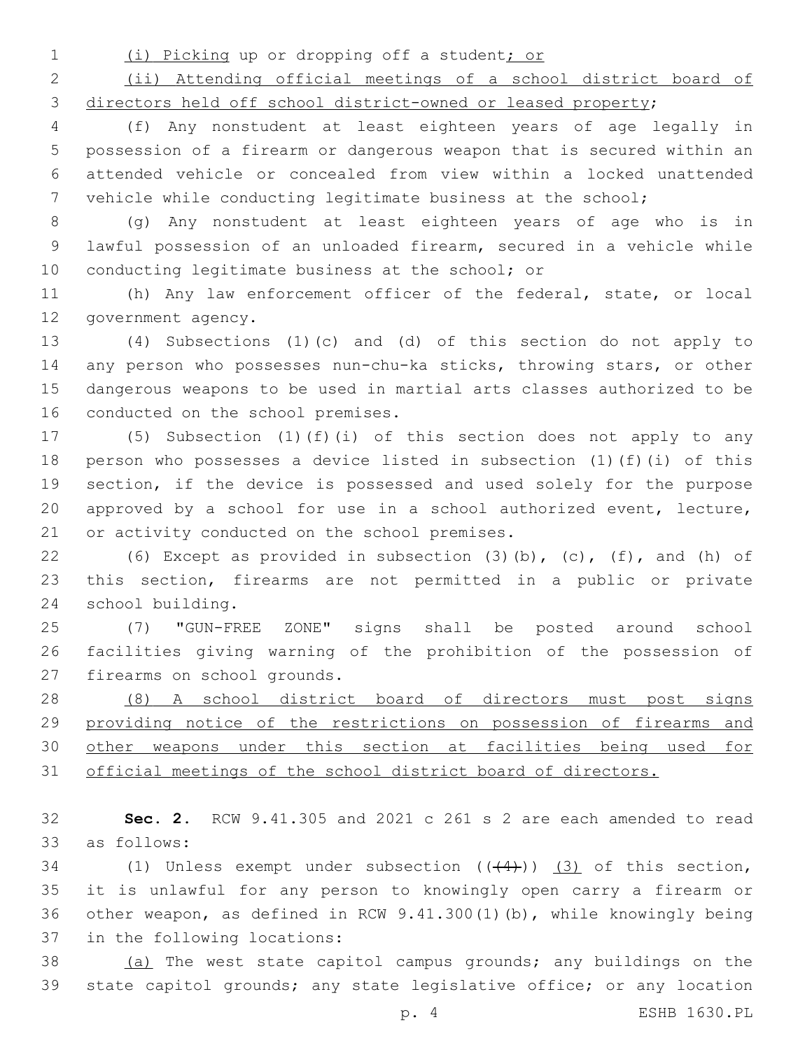(i) Picking up or dropping off a student; or

(ii) Attending official meetings of a school district board of directors held off school district-owned or leased property;

(f) Any nonstudent at least eighteen years of age legally in possession of a firearm or dangerous weapon that is secured within an attended vehicle or concealed from view within a locked unattended vehicle while conducting legitimate business at the school;

(g) Any nonstudent at least eighteen years of age who is in lawful possession of an unloaded firearm, secured in a vehicle while conducting legitimate business at the school; or

(h) Any law enforcement officer of the federal, state, or local government agency.

(4) Subsections (1)(c) and (d) of this section do not apply to any person who possesses nun-chu-ka sticks, throwing stars, or other dangerous weapons to be used in martial arts classes authorized to be conducted on the school premises.

(5) Subsection (1)(f)(i) of this section does not apply to any person who possesses a device listed in subsection (1)(f)(i) of this section, if the device is possessed and used solely for the purpose approved by a school for use in a school authorized event, lecture, or activity conducted on the school premises.

(6) Except as provided in subsection (3)(b), (c), (f), and (h) of this section, firearms are not permitted in a public or private school building.

(7) "GUN-FREE ZONE" signs shall be posted around school facilities giving warning of the prohibition of the possession of firearms on school grounds.

(8) A school district board of directors must post signs providing notice of the restrictions on possession of firearms and other weapons under this section at facilities being used for official meetings of the school district board of directors.

**Sec. 2.** RCW 9.41.305 and 2021 c 261 s 2 are each amended to read as follows:

(1) Unless exempt under subsection ((~~(4)~~)) (3) of this section, it is unlawful for any person to knowingly open carry a firearm or other weapon, as defined in RCW 9.41.300(1)(b), while knowingly being in the following locations:

(a) The west state capitol campus grounds; any buildings on the state capitol grounds; any state legislative office; or any location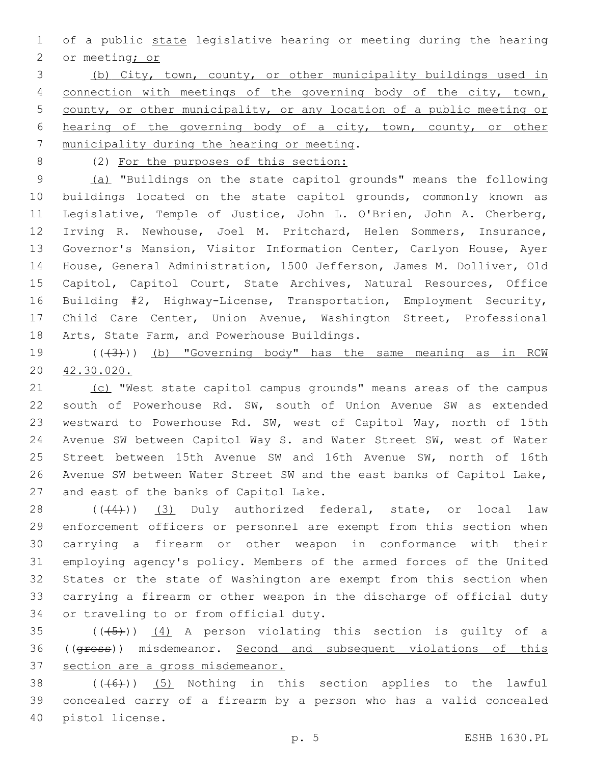of a public state legislative hearing or meeting during the hearing or meeting; or

(b) City, town, county, or other municipality buildings used in connection with meetings of the governing body of the city, town, county, or other municipality, or any location of a public meeting or hearing of the governing body of a city, town, county, or other municipality during the hearing or meeting.

(2) For the purposes of this section:

(a) "Buildings on the state capitol grounds" means the following buildings located on the state capitol grounds, commonly known as Legislative, Temple of Justice, John L. O'Brien, John A. Cherberg, Irving R. Newhouse, Joel M. Pritchard, Helen Sommers, Insurance, Governor's Mansion, Visitor Information Center, Carlyon House, Ayer House, General Administration, 1500 Jefferson, James M. Dolliver, Old Capitol, Capitol Court, State Archives, Natural Resources, Office Building #2, Highway-License, Transportation, Employment Security, Child Care Center, Union Avenue, Washington Street, Professional Arts, State Farm, and Powerhouse Buildings.

((~~(3)~~)) (b) "Governing body" has the same meaning as in RCW 42.30.020.

(c) "West state capitol campus grounds" means areas of the campus south of Powerhouse Rd. SW, south of Union Avenue SW as extended westward to Powerhouse Rd. SW, west of Capitol Way, north of 15th Avenue SW between Capitol Way S. and Water Street SW, west of Water Street between 15th Avenue SW and 16th Avenue SW, north of 16th Avenue SW between Water Street SW and the east banks of Capitol Lake, and east of the banks of Capitol Lake.

((~~(4)~~)) (3) Duly authorized federal, state, or local law enforcement officers or personnel are exempt from this section when carrying a firearm or other weapon in conformance with their employing agency's policy. Members of the armed forces of the United States or the state of Washington are exempt from this section when carrying a firearm or other weapon in the discharge of official duty or traveling to or from official duty.

((~~(5)~~)) (4) A person violating this section is guilty of a ((~~gross~~)) misdemeanor. Second and subsequent violations of this section are a gross misdemeanor.

((~~(6)~~)) (5) Nothing in this section applies to the lawful concealed carry of a firearm by a person who has a valid concealed pistol license.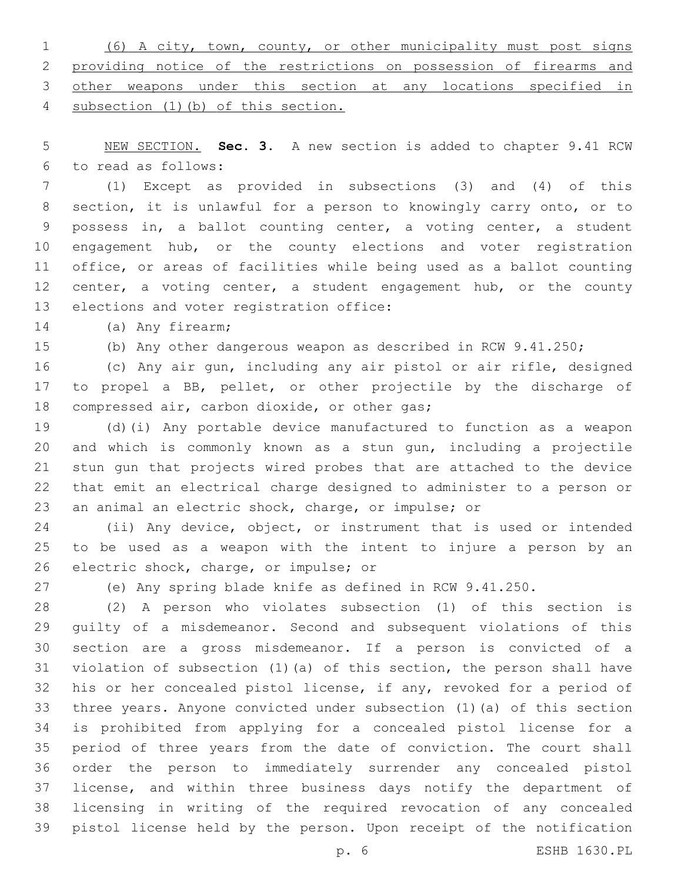(6) A city, town, county, or other municipality must post signs providing notice of the restrictions on possession of firearms and other weapons under this section at any locations specified in subsection (1)(b) of this section.

NEW SECTION. **Sec. 3.** A new section is added to chapter 9.41 RCW to read as follows:

(1) Except as provided in subsections (3) and (4) of this section, it is unlawful for a person to knowingly carry onto, or to possess in, a ballot counting center, a voting center, a student engagement hub, or the county elections and voter registration office, or areas of facilities while being used as a ballot counting center, a voting center, a student engagement hub, or the county elections and voter registration office:

(a) Any firearm;

(b) Any other dangerous weapon as described in RCW 9.41.250;

(c) Any air gun, including any air pistol or air rifle, designed to propel a BB, pellet, or other projectile by the discharge of compressed air, carbon dioxide, or other gas;

(d)(i) Any portable device manufactured to function as a weapon and which is commonly known as a stun gun, including a projectile stun gun that projects wired probes that are attached to the device that emit an electrical charge designed to administer to a person or an animal an electric shock, charge, or impulse; or

(ii) Any device, object, or instrument that is used or intended to be used as a weapon with the intent to injure a person by an electric shock, charge, or impulse; or

(e) Any spring blade knife as defined in RCW 9.41.250.

(2) A person who violates subsection (1) of this section is guilty of a misdemeanor. Second and subsequent violations of this section are a gross misdemeanor. If a person is convicted of a violation of subsection (1)(a) of this section, the person shall have his or her concealed pistol license, if any, revoked for a period of three years. Anyone convicted under subsection (1)(a) of this section is prohibited from applying for a concealed pistol license for a period of three years from the date of conviction. The court shall order the person to immediately surrender any concealed pistol license, and within three business days notify the department of licensing in writing of the required revocation of any concealed pistol license held by the person. Upon receipt of the notification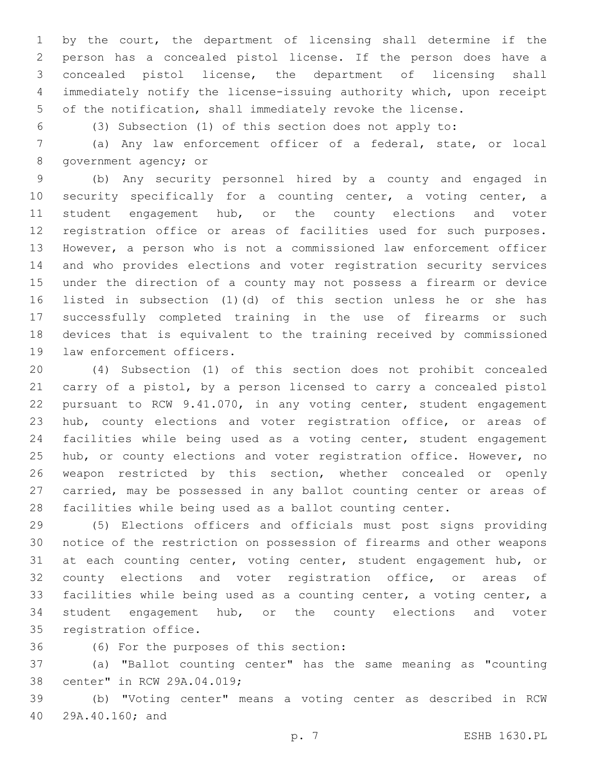by the court, the department of licensing shall determine if the person has a concealed pistol license. If the person does have a concealed pistol license, the department of licensing shall immediately notify the license-issuing authority which, upon receipt of the notification, shall immediately revoke the license.

(3) Subsection (1) of this section does not apply to:

(a) Any law enforcement officer of a federal, state, or local government agency; or

(b) Any security personnel hired by a county and engaged in security specifically for a counting center, a voting center, a student engagement hub, or the county elections and voter registration office or areas of facilities used for such purposes. However, a person who is not a commissioned law enforcement officer and who provides elections and voter registration security services under the direction of a county may not possess a firearm or device listed in subsection (1)(d) of this section unless he or she has successfully completed training in the use of firearms or such devices that is equivalent to the training received by commissioned law enforcement officers.

(4) Subsection (1) of this section does not prohibit concealed carry of a pistol, by a person licensed to carry a concealed pistol pursuant to RCW 9.41.070, in any voting center, student engagement hub, county elections and voter registration office, or areas of facilities while being used as a voting center, student engagement hub, or county elections and voter registration office. However, no weapon restricted by this section, whether concealed or openly carried, may be possessed in any ballot counting center or areas of facilities while being used as a ballot counting center.

(5) Elections officers and officials must post signs providing notice of the restriction on possession of firearms and other weapons at each counting center, voting center, student engagement hub, or county elections and voter registration office, or areas of facilities while being used as a counting center, a voting center, a student engagement hub, or the county elections and voter registration office.

(6) For the purposes of this section:

(a) "Ballot counting center" has the same meaning as "counting center" in RCW 29A.04.019;

(b) "Voting center" means a voting center as described in RCW 29A.40.160; and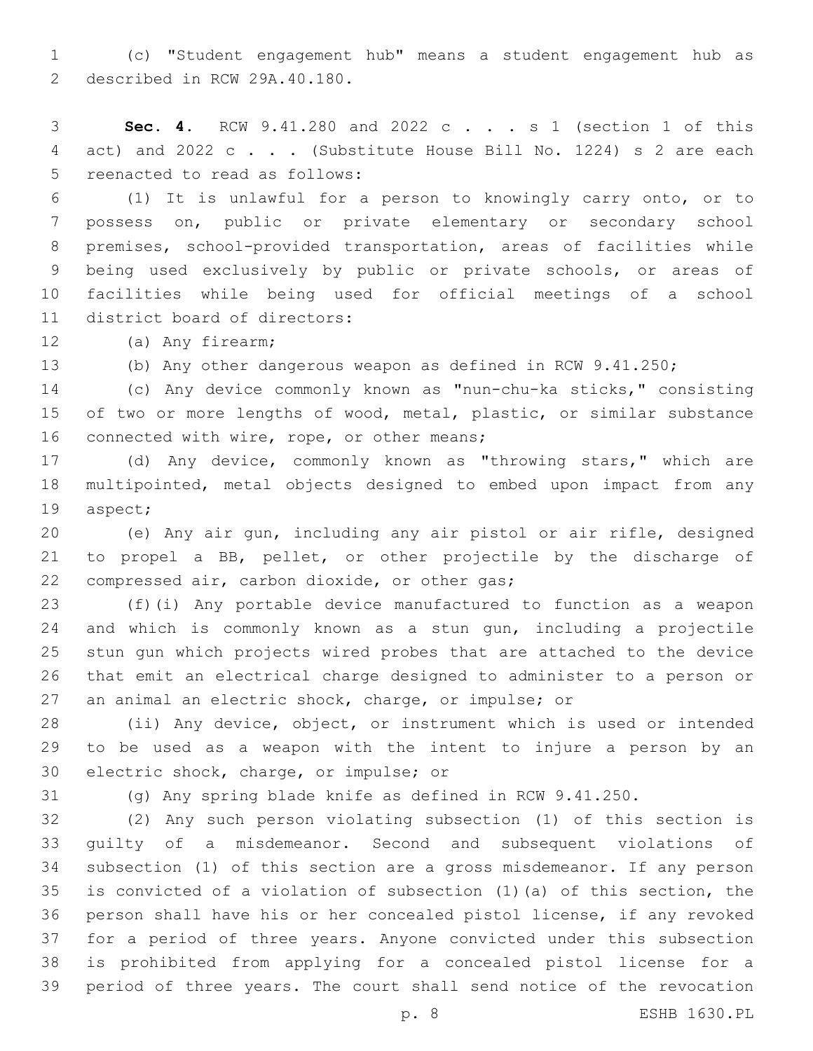(c) "Student engagement hub" means a student engagement hub as described in RCW 29A.40.180.

**Sec. 4.** RCW 9.41.280 and 2022 c . . . s 1 (section 1 of this act) and 2022 c . . . (Substitute House Bill No. 1224) s 2 are each reenacted to read as follows:

(1) It is unlawful for a person to knowingly carry onto, or to possess on, public or private elementary or secondary school premises, school-provided transportation, areas of facilities while being used exclusively by public or private schools, or areas of facilities while being used for official meetings of a school district board of directors:

(a) Any firearm;

(b) Any other dangerous weapon as defined in RCW 9.41.250;

(c) Any device commonly known as "nun-chu-ka sticks," consisting of two or more lengths of wood, metal, plastic, or similar substance connected with wire, rope, or other means;

(d) Any device, commonly known as "throwing stars," which are multipointed, metal objects designed to embed upon impact from any aspect;

(e) Any air gun, including any air pistol or air rifle, designed to propel a BB, pellet, or other projectile by the discharge of compressed air, carbon dioxide, or other gas;

(f)(i) Any portable device manufactured to function as a weapon and which is commonly known as a stun gun, including a projectile stun gun which projects wired probes that are attached to the device that emit an electrical charge designed to administer to a person or an animal an electric shock, charge, or impulse; or

(ii) Any device, object, or instrument which is used or intended to be used as a weapon with the intent to injure a person by an electric shock, charge, or impulse; or

(g) Any spring blade knife as defined in RCW 9.41.250.

(2) Any such person violating subsection (1) of this section is guilty of a misdemeanor. Second and subsequent violations of subsection (1) of this section are a gross misdemeanor. If any person is convicted of a violation of subsection (1)(a) of this section, the person shall have his or her concealed pistol license, if any revoked for a period of three years. Anyone convicted under this subsection is prohibited from applying for a concealed pistol license for a period of three years. The court shall send notice of the revocation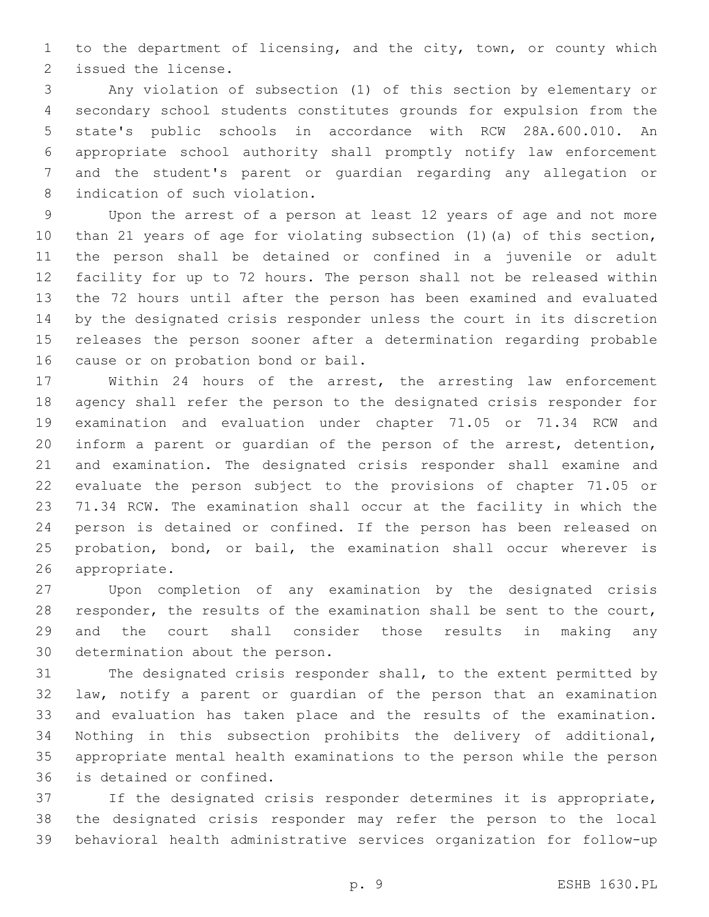to the department of licensing, and the city, town, or county which issued the license.

Any violation of subsection (1) of this section by elementary or secondary school students constitutes grounds for expulsion from the state's public schools in accordance with RCW 28A.600.010. An appropriate school authority shall promptly notify law enforcement and the student's parent or guardian regarding any allegation or indication of such violation.

Upon the arrest of a person at least 12 years of age and not more than 21 years of age for violating subsection (1)(a) of this section, the person shall be detained or confined in a juvenile or adult facility for up to 72 hours. The person shall not be released within the 72 hours until after the person has been examined and evaluated by the designated crisis responder unless the court in its discretion releases the person sooner after a determination regarding probable cause or on probation bond or bail.

Within 24 hours of the arrest, the arresting law enforcement agency shall refer the person to the designated crisis responder for examination and evaluation under chapter 71.05 or 71.34 RCW and inform a parent or guardian of the person of the arrest, detention, and examination. The designated crisis responder shall examine and evaluate the person subject to the provisions of chapter 71.05 or 71.34 RCW. The examination shall occur at the facility in which the person is detained or confined. If the person has been released on probation, bond, or bail, the examination shall occur wherever is appropriate.

Upon completion of any examination by the designated crisis responder, the results of the examination shall be sent to the court, and the court shall consider those results in making any determination about the person.

The designated crisis responder shall, to the extent permitted by law, notify a parent or guardian of the person that an examination and evaluation has taken place and the results of the examination. Nothing in this subsection prohibits the delivery of additional, appropriate mental health examinations to the person while the person is detained or confined.

If the designated crisis responder determines it is appropriate, the designated crisis responder may refer the person to the local behavioral health administrative services organization for follow-up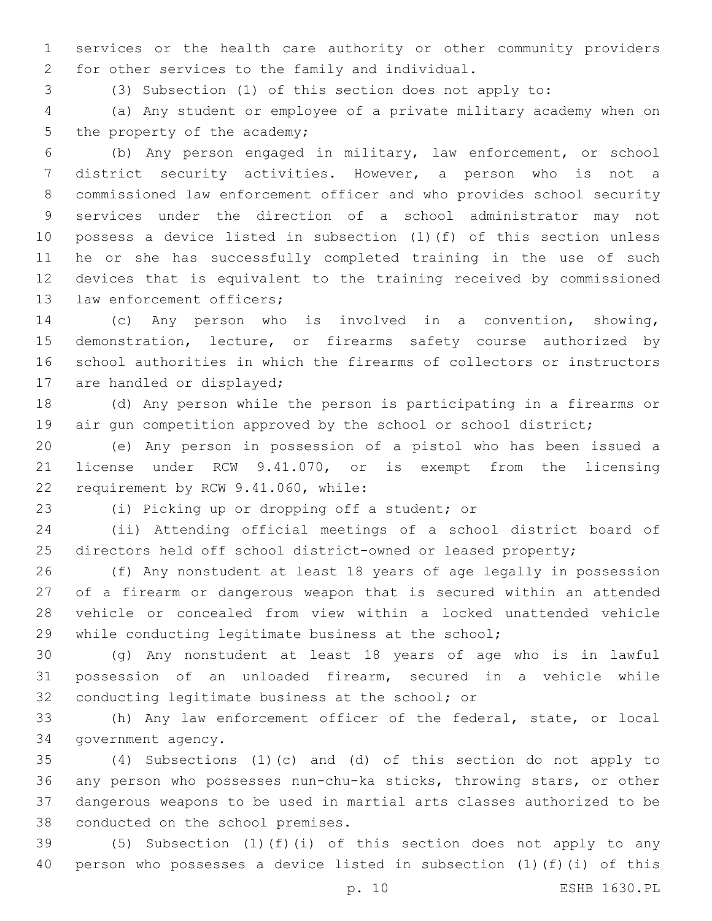services or the health care authority or other community providers for other services to the family and individual.

(3) Subsection (1) of this section does not apply to:

(a) Any student or employee of a private military academy when on the property of the academy;

(b) Any person engaged in military, law enforcement, or school district security activities. However, a person who is not a commissioned law enforcement officer and who provides school security services under the direction of a school administrator may not possess a device listed in subsection (1)(f) of this section unless he or she has successfully completed training in the use of such devices that is equivalent to the training received by commissioned law enforcement officers;

(c) Any person who is involved in a convention, showing, demonstration, lecture, or firearms safety course authorized by school authorities in which the firearms of collectors or instructors are handled or displayed;

(d) Any person while the person is participating in a firearms or air gun competition approved by the school or school district;

(e) Any person in possession of a pistol who has been issued a license under RCW 9.41.070, or is exempt from the licensing requirement by RCW 9.41.060, while:

(i) Picking up or dropping off a student; or

(ii) Attending official meetings of a school district board of directors held off school district-owned or leased property;

(f) Any nonstudent at least 18 years of age legally in possession of a firearm or dangerous weapon that is secured within an attended vehicle or concealed from view within a locked unattended vehicle while conducting legitimate business at the school;

(g) Any nonstudent at least 18 years of age who is in lawful possession of an unloaded firearm, secured in a vehicle while conducting legitimate business at the school; or

(h) Any law enforcement officer of the federal, state, or local government agency.

(4) Subsections (1)(c) and (d) of this section do not apply to any person who possesses nun-chu-ka sticks, throwing stars, or other dangerous weapons to be used in martial arts classes authorized to be conducted on the school premises.

(5) Subsection (1)(f)(i) of this section does not apply to any person who possesses a device listed in subsection (1)(f)(i) of this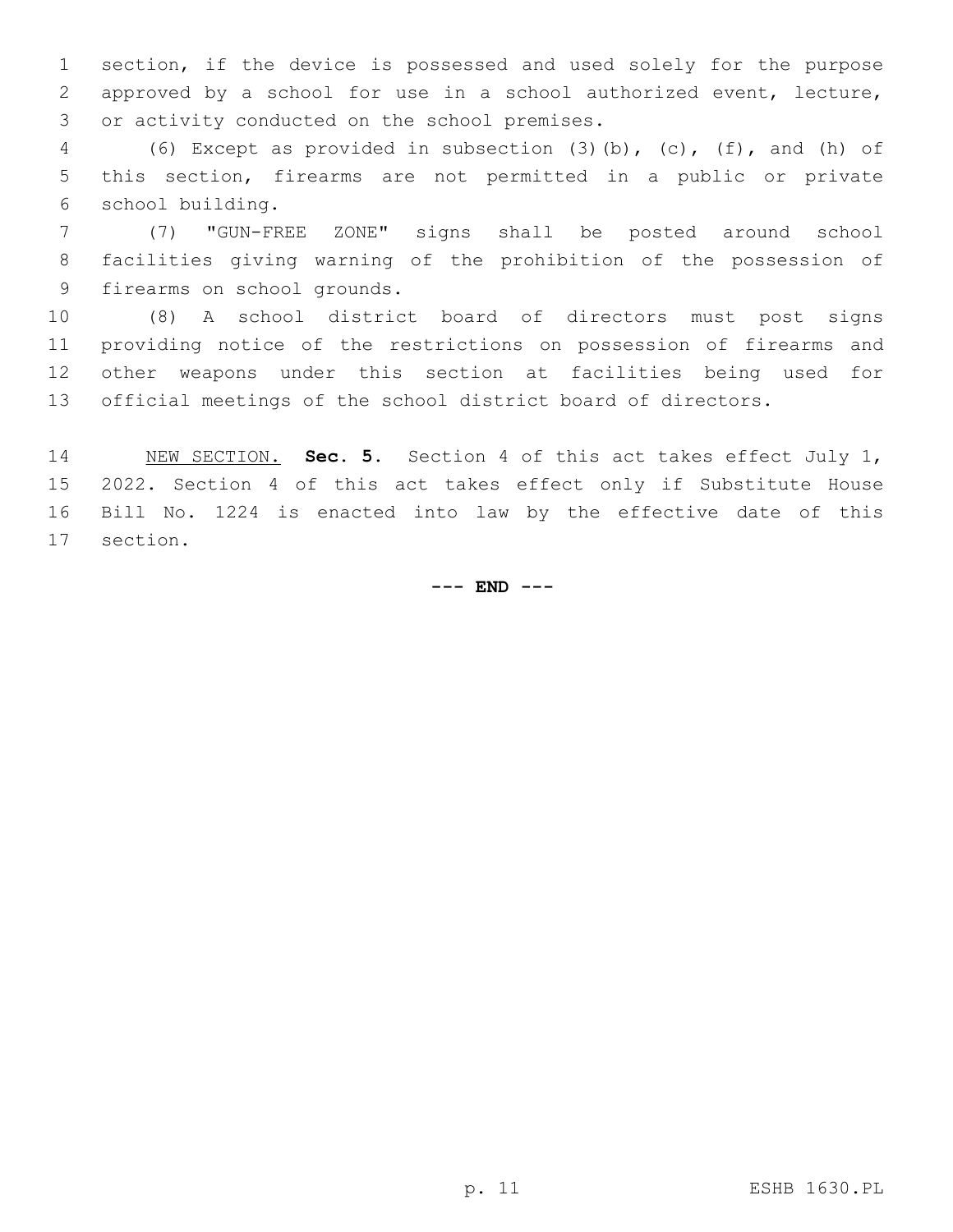section, if the device is possessed and used solely for the purpose approved by a school for use in a school authorized event, lecture, or activity conducted on the school premises.

(6) Except as provided in subsection (3)(b), (c), (f), and (h) of this section, firearms are not permitted in a public or private school building.

(7) "GUN-FREE ZONE" signs shall be posted around school facilities giving warning of the prohibition of the possession of firearms on school grounds.

(8) A school district board of directors must post signs providing notice of the restrictions on possession of firearms and other weapons under this section at facilities being used for official meetings of the school district board of directors.

NEW SECTION. **Sec. 5.** Section 4 of this act takes effect July 1, 2022. Section 4 of this act takes effect only if Substitute House Bill No. 1224 is enacted into law by the effective date of this section.

**--- END ---**